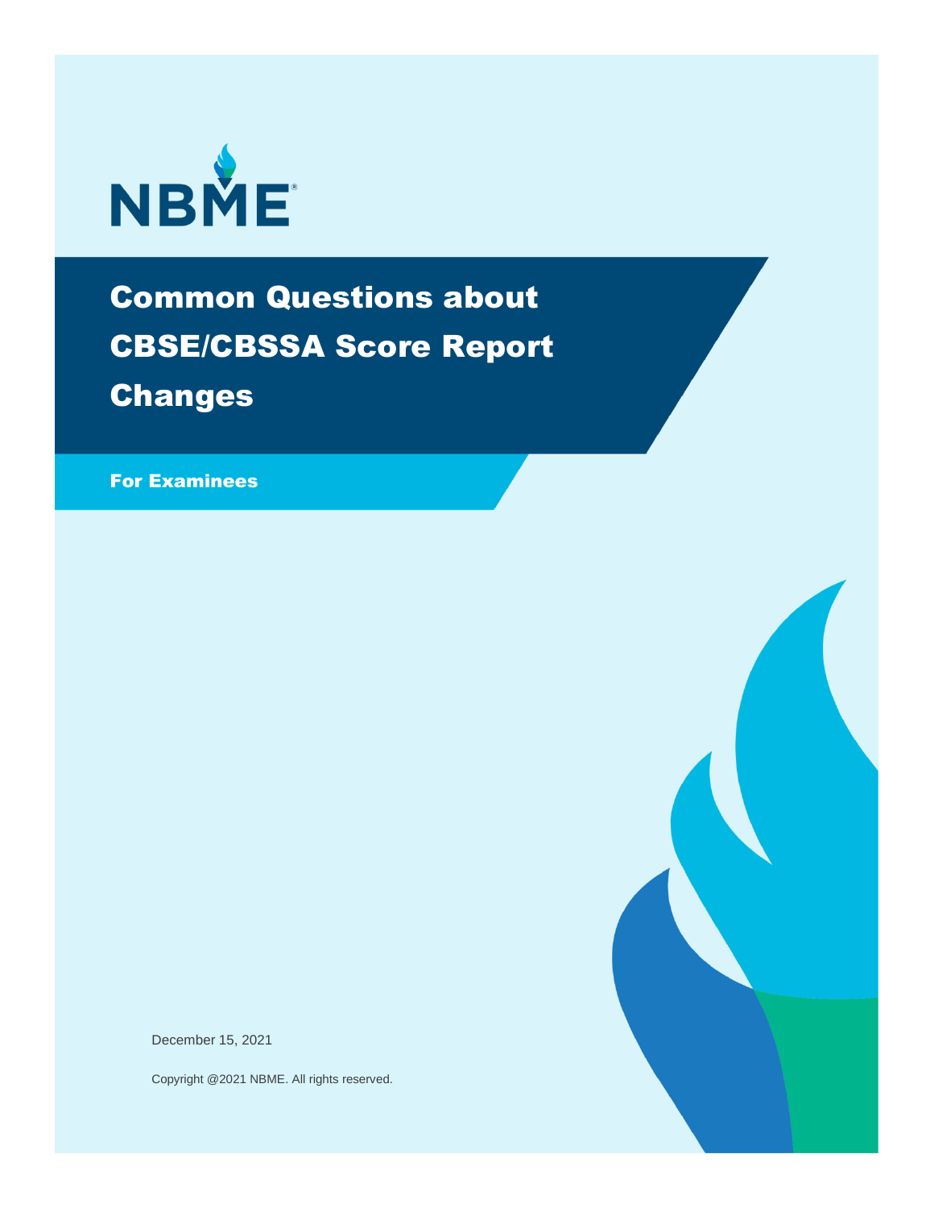NBME

# Common Questions about CBSE/CBSSA Score Report Changes

## For Examinees

December 15, 2021

Copyright @2021 NBME. All rights reserved.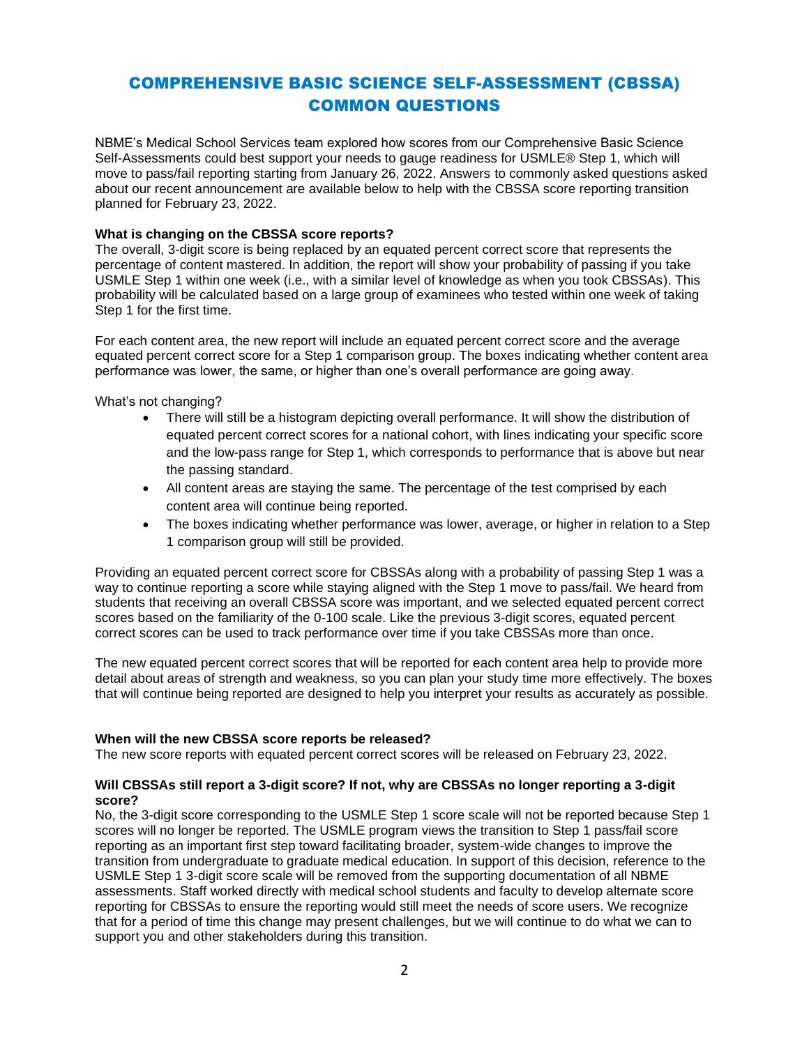# COMPREHENSIVE BASIC SCIENCE SELF-ASSESSMENT (CBSSA) COMMON QUESTIONS

NBME's Medical School Services team explored how scores from our Comprehensive Basic Science Self-Assessments could best support your needs to gauge readiness for USMLE® Step 1, which will move to pass/fail reporting starting from January 26, 2022. Answers to commonly asked questions asked about our recent announcement are available below to help with the CBSSA score reporting transition planned for February 23, 2022.

**What is changing on the CBSSA score reports?**
The overall, 3-digit score is being replaced by an equated percent correct score that represents the percentage of content mastered. In addition, the report will show your probability of passing if you take USMLE Step 1 within one week (i.e., with a similar level of knowledge as when you took CBSSAs). This probability will be calculated based on a large group of examinees who tested within one week of taking Step 1 for the first time.

For each content area, the new report will include an equated percent correct score and the average equated percent correct score for a Step 1 comparison group. The boxes indicating whether content area performance was lower, the same, or higher than one's overall performance are going away.

What's not changing?

- There will still be a histogram depicting overall performance. It will show the distribution of equated percent correct scores for a national cohort, with lines indicating your specific score and the low-pass range for Step 1, which corresponds to performance that is above but near the passing standard.
- All content areas are staying the same. The percentage of the test comprised by each content area will continue being reported.
- The boxes indicating whether performance was lower, average, or higher in relation to a Step 1 comparison group will still be provided.

Providing an equated percent correct score for CBSSAs along with a probability of passing Step 1 was a way to continue reporting a score while staying aligned with the Step 1 move to pass/fail. We heard from students that receiving an overall CBSSA score was important, and we selected equated percent correct scores based on the familiarity of the 0-100 scale. Like the previous 3-digit scores, equated percent correct scores can be used to track performance over time if you take CBSSAs more than once.

The new equated percent correct scores that will be reported for each content area help to provide more detail about areas of strength and weakness, so you can plan your study time more effectively. The boxes that will continue being reported are designed to help you interpret your results as accurately as possible.

**When will the new CBSSA score reports be released?**
The new score reports with equated percent correct scores will be released on February 23, 2022.

**Will CBSSAs still report a 3-digit score? If not, why are CBSSAs no longer reporting a 3-digit score?**
No, the 3-digit score corresponding to the USMLE Step 1 score scale will not be reported because Step 1 scores will no longer be reported. The USMLE program views the transition to Step 1 pass/fail score reporting as an important first step toward facilitating broader, system-wide changes to improve the transition from undergraduate to graduate medical education. In support of this decision, reference to the USMLE Step 1 3-digit score scale will be removed from the supporting documentation of all NBME assessments. Staff worked directly with medical school students and faculty to develop alternate score reporting for CBSSAs to ensure the reporting would still meet the needs of score users. We recognize that for a period of time this change may present challenges, but we will continue to do what we can to support you and other stakeholders during this transition.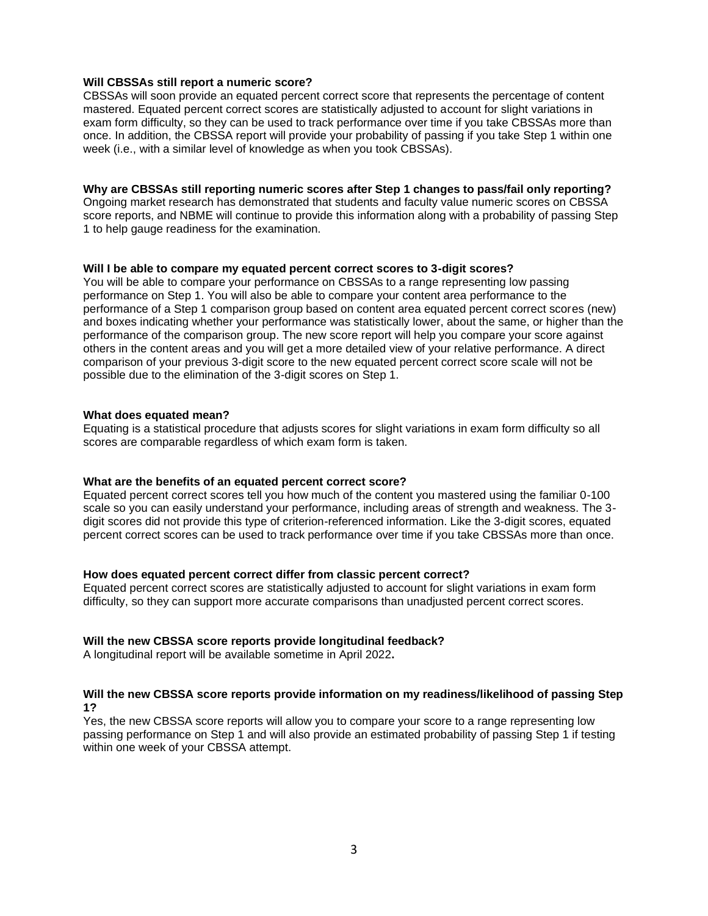**Will CBSSAs still report a numeric score?**

CBSSAs will soon provide an equated percent correct score that represents the percentage of content mastered. Equated percent correct scores are statistically adjusted to account for slight variations in exam form difficulty, so they can be used to track performance over time if you take CBSSAs more than once. In addition, the CBSSA report will provide your probability of passing if you take Step 1 within one week (i.e., with a similar level of knowledge as when you took CBSSAs).

**Why are CBSSAs still reporting numeric scores after Step 1 changes to pass/fail only reporting?**

Ongoing market research has demonstrated that students and faculty value numeric scores on CBSSA score reports, and NBME will continue to provide this information along with a probability of passing Step 1 to help gauge readiness for the examination.

**Will I be able to compare my equated percent correct scores to 3-digit scores?**

You will be able to compare your performance on CBSSAs to a range representing low passing performance on Step 1. You will also be able to compare your content area performance to the performance of a Step 1 comparison group based on content area equated percent correct scores (new) and boxes indicating whether your performance was statistically lower, about the same, or higher than the performance of the comparison group. The new score report will help you compare your score against others in the content areas and you will get a more detailed view of your relative performance. A direct comparison of your previous 3-digit score to the new equated percent correct score scale will not be possible due to the elimination of the 3-digit scores on Step 1.

**What does equated mean?**

Equating is a statistical procedure that adjusts scores for slight variations in exam form difficulty so all scores are comparable regardless of which exam form is taken.

**What are the benefits of an equated percent correct score?**

Equated percent correct scores tell you how much of the content you mastered using the familiar 0-100 scale so you can easily understand your performance, including areas of strength and weakness. The 3-digit scores did not provide this type of criterion-referenced information. Like the 3-digit scores, equated percent correct scores can be used to track performance over time if you take CBSSAs more than once.

**How does equated percent correct differ from classic percent correct?**

Equated percent correct scores are statistically adjusted to account for slight variations in exam form difficulty, so they can support more accurate comparisons than unadjusted percent correct scores.

**Will the new CBSSA score reports provide longitudinal feedback?**

A longitudinal report will be available sometime in April 2022**.**

**Will the new CBSSA score reports provide information on my readiness/likelihood of passing Step 1?**

Yes, the new CBSSA score reports will allow you to compare your score to a range representing low passing performance on Step 1 and will also provide an estimated probability of passing Step 1 if testing within one week of your CBSSA attempt.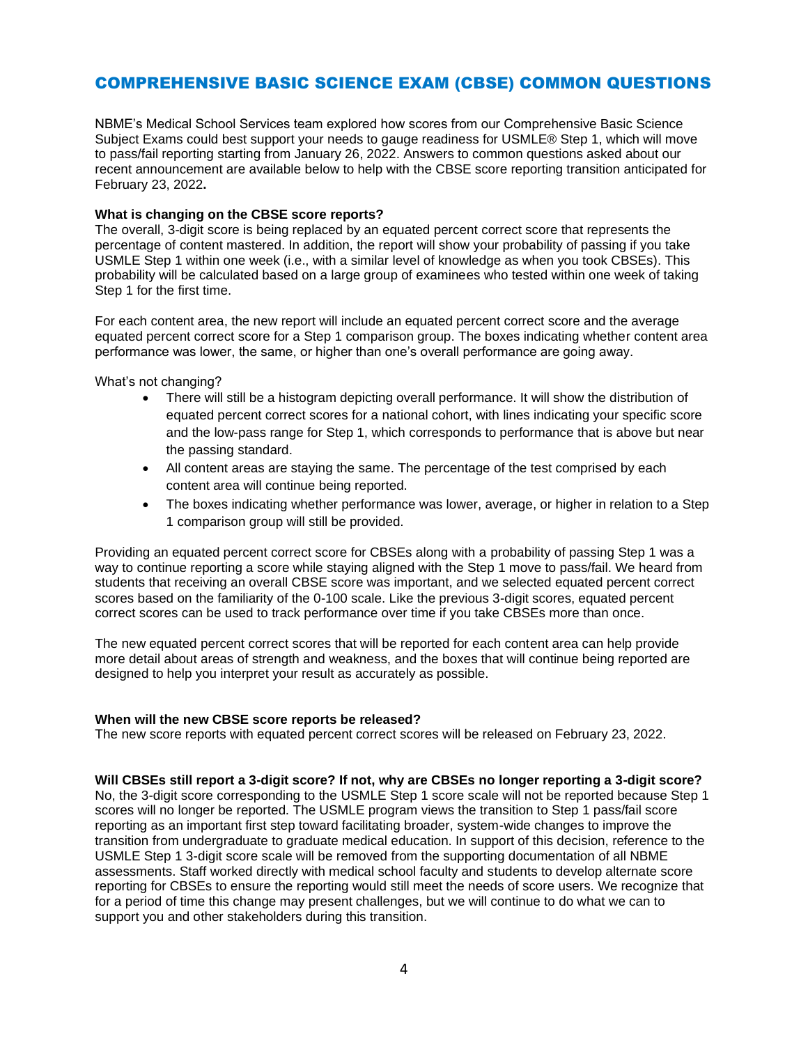## COMPREHENSIVE BASIC SCIENCE EXAM (CBSE) COMMON QUESTIONS

NBME's Medical School Services team explored how scores from our Comprehensive Basic Science Subject Exams could best support your needs to gauge readiness for USMLE® Step 1, which will move to pass/fail reporting starting from January 26, 2022. Answers to common questions asked about our recent announcement are available below to help with the CBSE score reporting transition anticipated for February 23, 2022**.**

**What is changing on the CBSE score reports?**
The overall, 3-digit score is being replaced by an equated percent correct score that represents the percentage of content mastered. In addition, the report will show your probability of passing if you take USMLE Step 1 within one week (i.e., with a similar level of knowledge as when you took CBSEs). This probability will be calculated based on a large group of examinees who tested within one week of taking Step 1 for the first time.

For each content area, the new report will include an equated percent correct score and the average equated percent correct score for a Step 1 comparison group. The boxes indicating whether content area performance was lower, the same, or higher than one's overall performance are going away.

What's not changing?

- There will still be a histogram depicting overall performance. It will show the distribution of equated percent correct scores for a national cohort, with lines indicating your specific score and the low-pass range for Step 1, which corresponds to performance that is above but near the passing standard.
- All content areas are staying the same. The percentage of the test comprised by each content area will continue being reported.
- The boxes indicating whether performance was lower, average, or higher in relation to a Step 1 comparison group will still be provided.

Providing an equated percent correct score for CBSEs along with a probability of passing Step 1 was a way to continue reporting a score while staying aligned with the Step 1 move to pass/fail. We heard from students that receiving an overall CBSE score was important, and we selected equated percent correct scores based on the familiarity of the 0-100 scale. Like the previous 3-digit scores, equated percent correct scores can be used to track performance over time if you take CBSEs more than once.

The new equated percent correct scores that will be reported for each content area can help provide more detail about areas of strength and weakness, and the boxes that will continue being reported are designed to help you interpret your result as accurately as possible.

**When will the new CBSE score reports be released?**
The new score reports with equated percent correct scores will be released on February 23, 2022.

**Will CBSEs still report a 3-digit score? If not, why are CBSEs no longer reporting a 3-digit score?**
No, the 3-digit score corresponding to the USMLE Step 1 score scale will not be reported because Step 1 scores will no longer be reported. The USMLE program views the transition to Step 1 pass/fail score reporting as an important first step toward facilitating broader, system-wide changes to improve the transition from undergraduate to graduate medical education. In support of this decision, reference to the USMLE Step 1 3-digit score scale will be removed from the supporting documentation of all NBME assessments. Staff worked directly with medical school faculty and students to develop alternate score reporting for CBSEs to ensure the reporting would still meet the needs of score users. We recognize that for a period of time this change may present challenges, but we will continue to do what we can to support you and other stakeholders during this transition.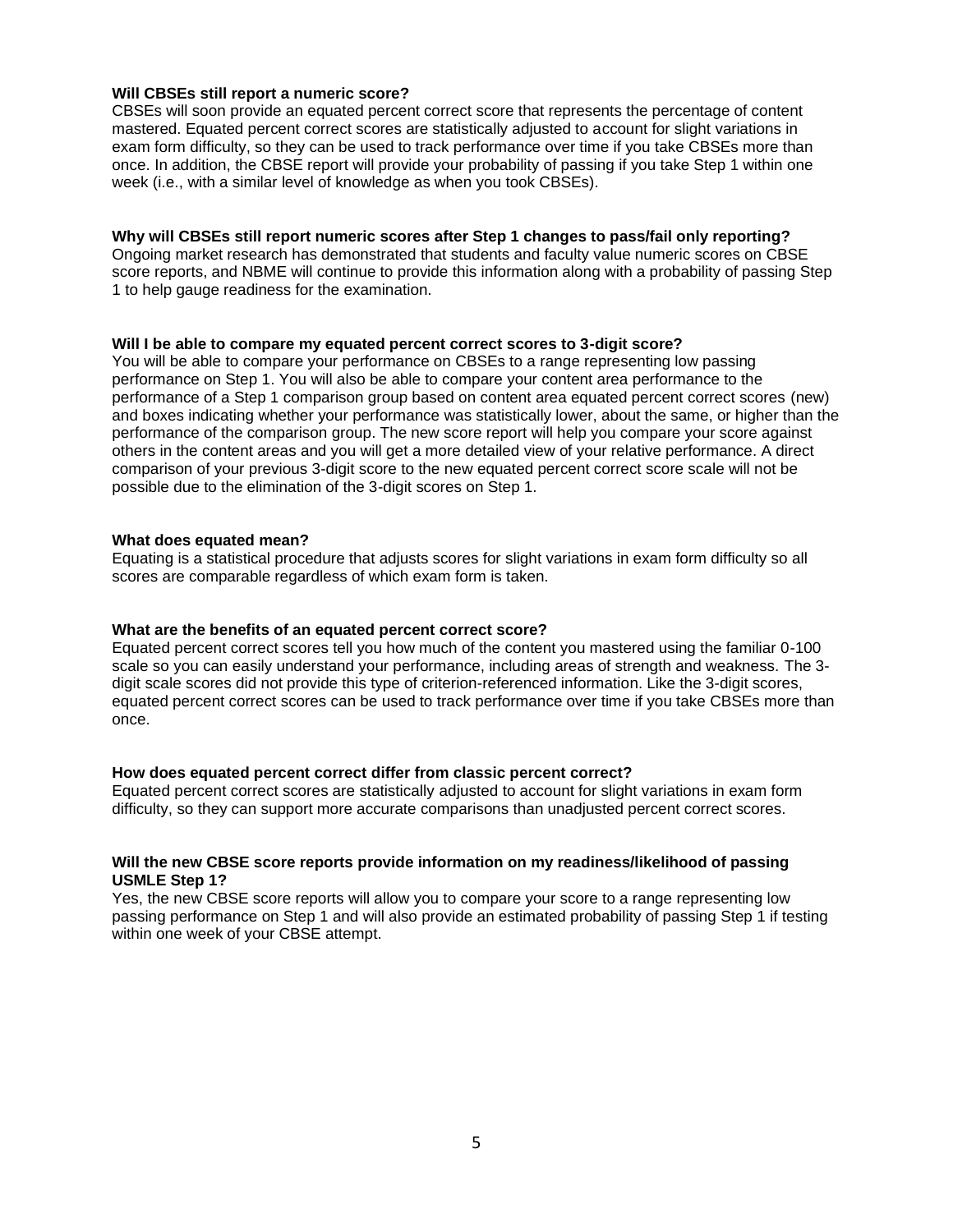**Will CBSEs still report a numeric score?**

CBSEs will soon provide an equated percent correct score that represents the percentage of content mastered. Equated percent correct scores are statistically adjusted to account for slight variations in exam form difficulty, so they can be used to track performance over time if you take CBSEs more than once. In addition, the CBSE report will provide your probability of passing if you take Step 1 within one week (i.e., with a similar level of knowledge as when you took CBSEs).

**Why will CBSEs still report numeric scores after Step 1 changes to pass/fail only reporting?**

Ongoing market research has demonstrated that students and faculty value numeric scores on CBSE score reports, and NBME will continue to provide this information along with a probability of passing Step 1 to help gauge readiness for the examination.

**Will I be able to compare my equated percent correct scores to 3-digit score?**

You will be able to compare your performance on CBSEs to a range representing low passing performance on Step 1. You will also be able to compare your content area performance to the performance of a Step 1 comparison group based on content area equated percent correct scores (new) and boxes indicating whether your performance was statistically lower, about the same, or higher than the performance of the comparison group. The new score report will help you compare your score against others in the content areas and you will get a more detailed view of your relative performance. A direct comparison of your previous 3-digit score to the new equated percent correct score scale will not be possible due to the elimination of the 3-digit scores on Step 1.

**What does equated mean?**

Equating is a statistical procedure that adjusts scores for slight variations in exam form difficulty so all scores are comparable regardless of which exam form is taken.

**What are the benefits of an equated percent correct score?**

Equated percent correct scores tell you how much of the content you mastered using the familiar 0-100 scale so you can easily understand your performance, including areas of strength and weakness. The 3-digit scale scores did not provide this type of criterion-referenced information. Like the 3-digit scores, equated percent correct scores can be used to track performance over time if you take CBSEs more than once.

**How does equated percent correct differ from classic percent correct?**

Equated percent correct scores are statistically adjusted to account for slight variations in exam form difficulty, so they can support more accurate comparisons than unadjusted percent correct scores.

**Will the new CBSE score reports provide information on my readiness/likelihood of passing USMLE Step 1?**

Yes, the new CBSE score reports will allow you to compare your score to a range representing low passing performance on Step 1 and will also provide an estimated probability of passing Step 1 if testing within one week of your CBSE attempt.